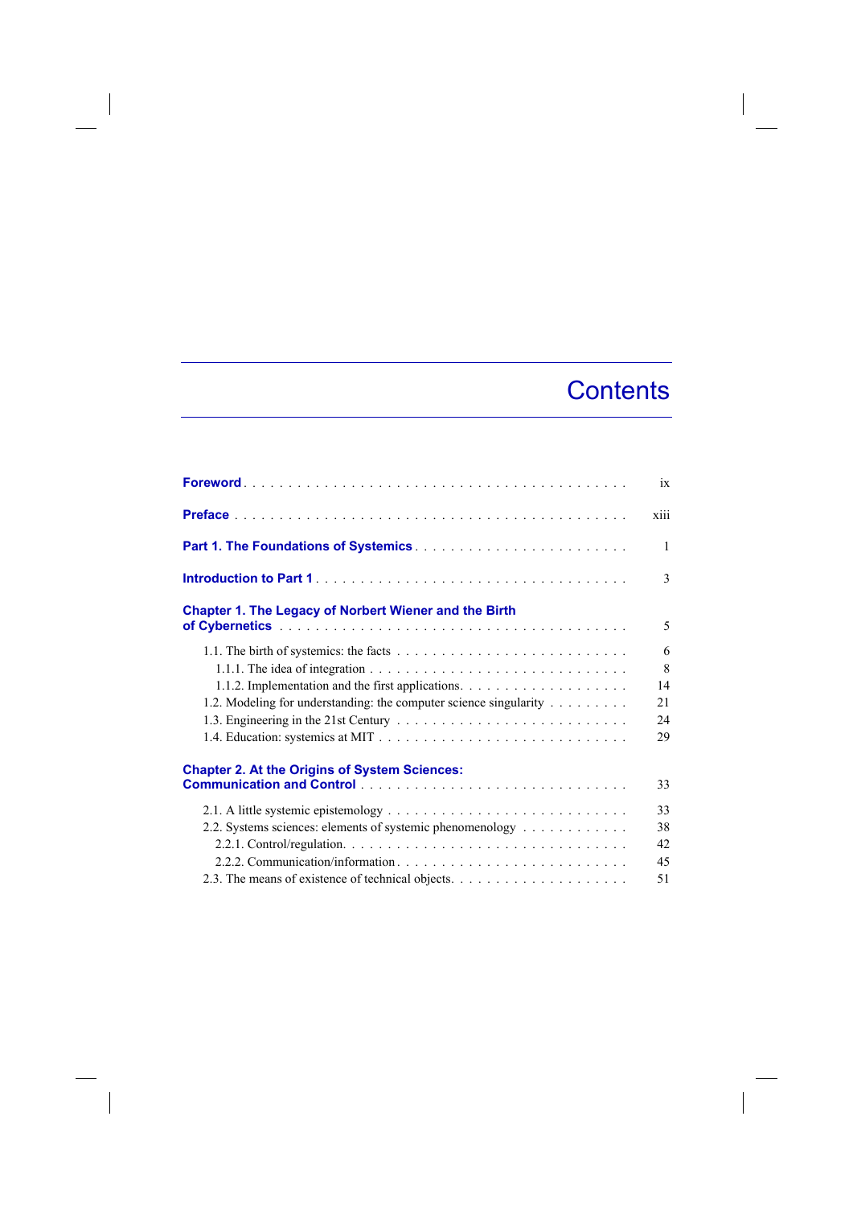# Contents

**Foreword** . . . . . . . . . . . . . . . . . . . . . . . . . . . . . . . . . . . . . . . . . . . ix

**Preface** . . . . . . . . . . . . . . . . . . . . . . . . . . . . . . . . . . . . . . . . . . . . xiii

**Part 1. The Foundations of Systemics** . . . . . . . . . . . . . . . . . . . . . . . . 1

**Introduction to Part 1** . . . . . . . . . . . . . . . . . . . . . . . . . . . . . . . . . 3

**Chapter 1. The Legacy of Norbert Wiener and the Birth of Cybernetics** . . . . . . . . . . . . . . . . . . . . . . . . . . . . . . . . . . . . 5

1.1. The birth of systemics: the facts . . . . . . . . . . . . . . . . . . . . . . . . 6
  1.1.1. The idea of integration . . . . . . . . . . . . . . . . . . . . . . . . . . 8
  1.1.2. Implementation and the first applications. . . . . . . . . . . . . . . . . . 14
1.2. Modeling for understanding: the computer science singularity . . . . . . . . . 21
1.3. Engineering in the 21st Century . . . . . . . . . . . . . . . . . . . . . . . . 24
1.4. Education: systemics at MIT . . . . . . . . . . . . . . . . . . . . . . . . . . 29

**Chapter 2. At the Origins of System Sciences: Communication and Control** . . . . . . . . . . . . . . . . . . . . . . . . . . . . . 33

2.1. A little systemic epistemology . . . . . . . . . . . . . . . . . . . . . . . . . 33
2.2. Systems sciences: elements of systemic phenomenology . . . . . . . . . . . . 38
  2.2.1. Control/regulation. . . . . . . . . . . . . . . . . . . . . . . . . . . . . 42
  2.2.2. Communication/information . . . . . . . . . . . . . . . . . . . . . . . . 45
2.3. The means of existence of technical objects. . . . . . . . . . . . . . . . . . . 51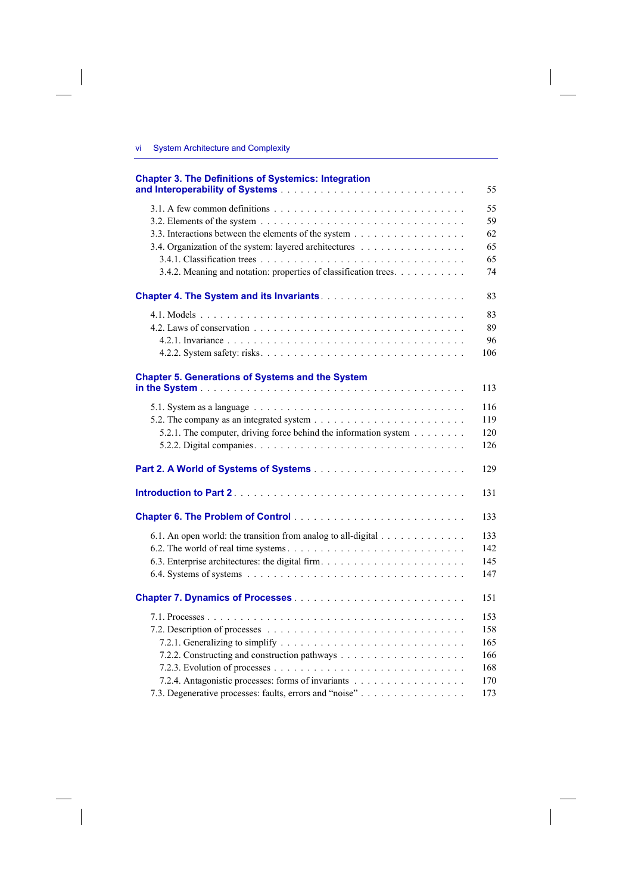**Chapter 3. The Definitions of Systemics: Integration and Interoperability of Systems** . . . . . 55

3.1. A few common definitions . . . . . 55
3.2. Elements of the system . . . . . 59
3.3. Interactions between the elements of the system . . . . . 62
3.4. Organization of the system: layered architectures . . . . . 65
  3.4.1. Classification trees . . . . . 65
  3.4.2. Meaning and notation: properties of classification trees. . . . . . 74

**Chapter 4. The System and its Invariants** . . . . . 83

4.1. Models . . . . . 83
4.2. Laws of conservation . . . . . 89
  4.2.1. Invariance . . . . . 96
  4.2.2. System safety: risks. . . . . . 106

**Chapter 5. Generations of Systems and the System in the System** . . . . . 113

5.1. System as a language . . . . . 116
5.2. The company as an integrated system . . . . . 119
  5.2.1. The computer, driving force behind the information system . . . . . 120
  5.2.2. Digital companies. . . . . . 126

**Part 2. A World of Systems of Systems** . . . . . 129

**Introduction to Part 2** . . . . . 131

**Chapter 6. The Problem of Control** . . . . . 133

6.1. An open world: the transition from analog to all-digital . . . . . 133
6.2. The world of real time systems . . . . . 142
6.3. Enterprise architectures: the digital firm. . . . . . 145
6.4. Systems of systems . . . . . 147

**Chapter 7. Dynamics of Processes** . . . . . 151

7.1. Processes . . . . . 153
7.2. Description of processes . . . . . 158
  7.2.1. Generalizing to simplify . . . . . 165
  7.2.2. Constructing and construction pathways . . . . . 166
  7.2.3. Evolution of processes . . . . . 168
  7.2.4. Antagonistic processes: forms of invariants . . . . . 170
7.3. Degenerative processes: faults, errors and "noise" . . . . . 173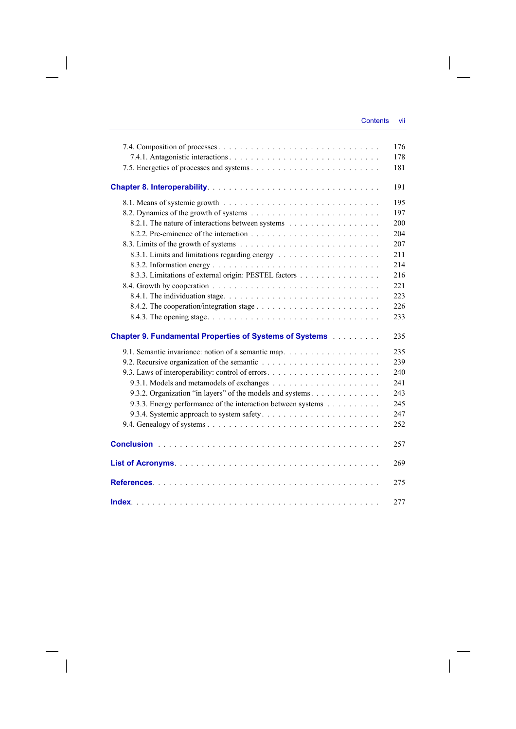7.4. Composition of processes . . . . . . . . . . . . . . . . . . . . . . . . . . . . . 176
7.4.1. Antagonistic interactions . . . . . . . . . . . . . . . . . . . . . . . . . . . 178
7.5. Energetics of processes and systems . . . . . . . . . . . . . . . . . . . . . . . 181

**Chapter 8. Interoperability** . . . . . . . . . . . . . . . . . . . . . . . . . . . . . 191

8.1. Means of systemic growth . . . . . . . . . . . . . . . . . . . . . . . . . . . 195
8.2. Dynamics of the growth of systems . . . . . . . . . . . . . . . . . . . . . . . 197
8.2.1. The nature of interactions between systems . . . . . . . . . . . . . . . . 200
8.2.2. Pre-eminence of the interaction . . . . . . . . . . . . . . . . . . . . . . . 204
8.3. Limits of the growth of systems . . . . . . . . . . . . . . . . . . . . . . . . 207
8.3.1. Limits and limitations regarding energy . . . . . . . . . . . . . . . . . . 211
8.3.2. Information energy . . . . . . . . . . . . . . . . . . . . . . . . . . . . . 214
8.3.3. Limitations of external origin: PESTEL factors . . . . . . . . . . . . . . 216
8.4. Growth by cooperation . . . . . . . . . . . . . . . . . . . . . . . . . . . . . 221
8.4.1. The individuation stage. . . . . . . . . . . . . . . . . . . . . . . . . . . 223
8.4.2. The cooperation/integration stage . . . . . . . . . . . . . . . . . . . . . . 226
8.4.3. The opening stage. . . . . . . . . . . . . . . . . . . . . . . . . . . . . . 233

**Chapter 9. Fundamental Properties of Systems of Systems** . . . . . . . . . 235

9.1. Semantic invariance: notion of a semantic map . . . . . . . . . . . . . . . . . 235
9.2. Recursive organization of the semantic . . . . . . . . . . . . . . . . . . . . . 239
9.3. Laws of interoperability: control of errors. . . . . . . . . . . . . . . . . . . . 240
9.3.1. Models and metamodels of exchanges . . . . . . . . . . . . . . . . . . . 241
9.3.2. Organization “in layers” of the models and systems. . . . . . . . . . . . . 243
9.3.3. Energy performance of the interaction between systems . . . . . . . . . . 245
9.3.4. Systemic approach to system safety. . . . . . . . . . . . . . . . . . . . . 247
9.4. Genealogy of systems . . . . . . . . . . . . . . . . . . . . . . . . . . . . . . 252

**Conclusion** . . . . . . . . . . . . . . . . . . . . . . . . . . . . . . . . . . . . . 257

**List of Acronyms**. . . . . . . . . . . . . . . . . . . . . . . . . . . . . . . . . . 269

**References**. . . . . . . . . . . . . . . . . . . . . . . . . . . . . . . . . . . . . 275

**Index**. . . . . . . . . . . . . . . . . . . . . . . . . . . . . . . . . . . . . . . . 277